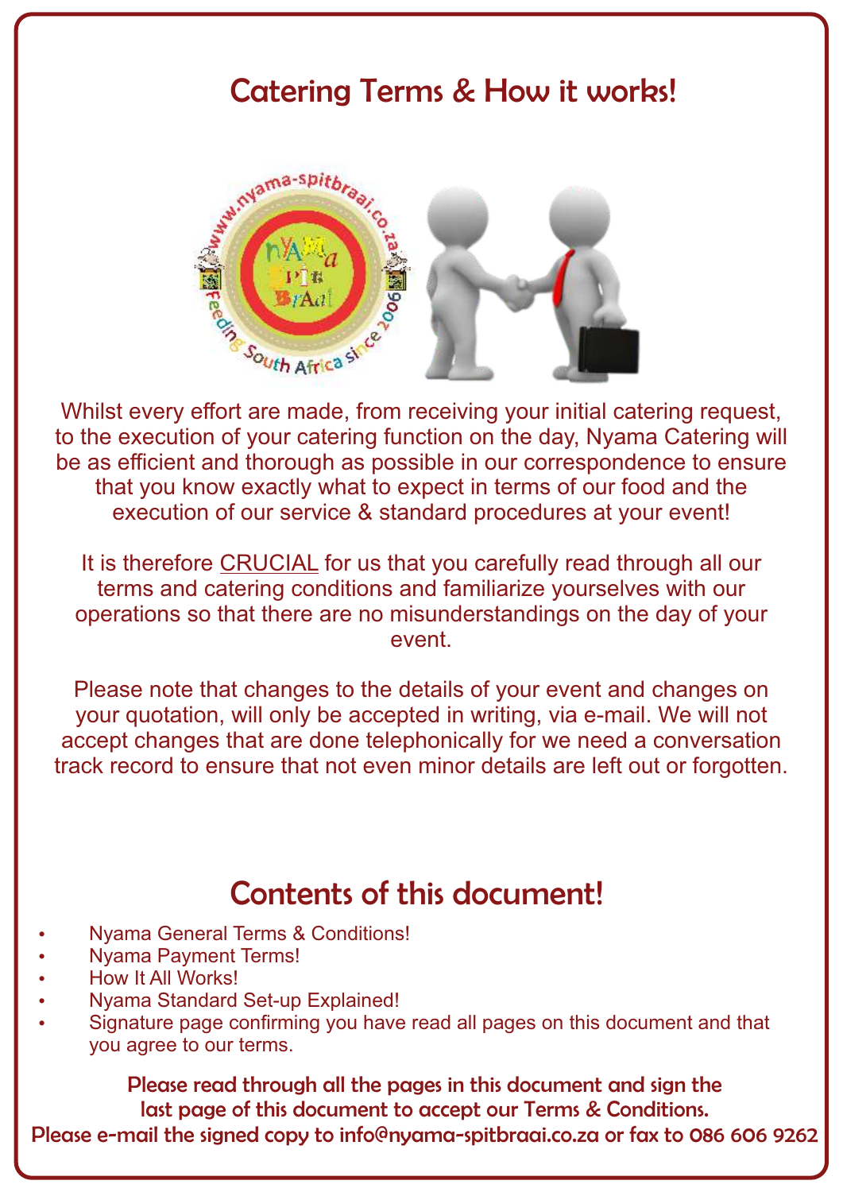# Catering Terms & How it works!

Whilst every effort are made, from receiving your initial catering request, to the execution of your catering function on the day, Nyama Catering will be as efficient and thorough as possible in our correspondence to ensure that you know exactly what to expect in terms of our food and the execution of our service & standard procedures at your event!

It is therefore CRUCIAL for us that you carefully read through all our terms and catering conditions and familiarize yourselves with our operations so that there are no misunderstandings on the day of your event.

Please note that changes to the details of your event and changes on your quotation, will only be accepted in writing, via e-mail. We will not accept changes that are done telephonically for we need a conversation track record to ensure that not even minor details are left out or forgotten.

## Contents of this document!

- Nyama General Terms & Conditions!
- Nyama Payment Terms!
- How It All Works!
- Nyama Standard Set-up Explained!
- Signature page confirming you have read all pages on this document and that you agree to our terms.

**Please read through all the pages in this document and sign the last page of this document to accept our Terms & Conditions.**
**Please e-mail the signed copy to info@nyama-spitbraai.co.za or fax to 086 606 9262**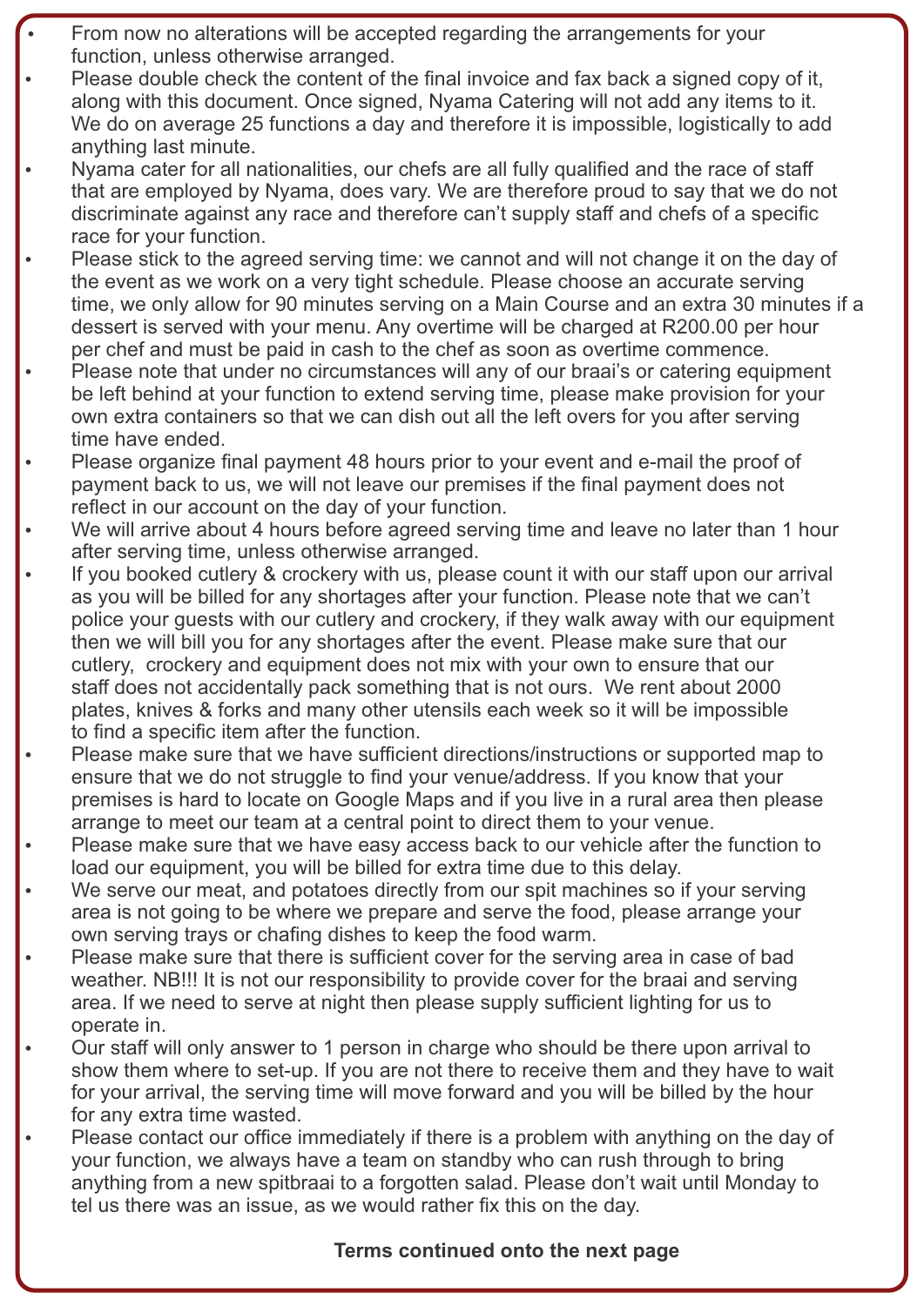- From now no alterations will be accepted regarding the arrangements for your function, unless otherwise arranged.
- Please double check the content of the final invoice and fax back a signed copy of it, along with this document. Once signed, Nyama Catering will not add any items to it. We do on average 25 functions a day and therefore it is impossible, logistically to add anything last minute.
- Nyama cater for all nationalities, our chefs are all fully qualified and the race of staff that are employed by Nyama, does vary. We are therefore proud to say that we do not discriminate against any race and therefore can't supply staff and chefs of a specific race for your function.
- Please stick to the agreed serving time: we cannot and will not change it on the day of the event as we work on a very tight schedule. Please choose an accurate serving time, we only allow for 90 minutes serving on a Main Course and an extra 30 minutes if a dessert is served with your menu. Any overtime will be charged at R200.00 per hour per chef and must be paid in cash to the chef as soon as overtime commence.
- Please note that under no circumstances will any of our braai's or catering equipment be left behind at your function to extend serving time, please make provision for your own extra containers so that we can dish out all the left overs for you after serving time have ended.
- Please organize final payment 48 hours prior to your event and e-mail the proof of payment back to us, we will not leave our premises if the final payment does not reflect in our account on the day of your function.
- We will arrive about 4 hours before agreed serving time and leave no later than 1 hour after serving time, unless otherwise arranged.
- If you booked cutlery & crockery with us, please count it with our staff upon our arrival as you will be billed for any shortages after your function. Please note that we can't police your guests with our cutlery and crockery, if they walk away with our equipment then we will bill you for any shortages after the event. Please make sure that our cutlery, crockery and equipment does not mix with your own to ensure that our staff does not accidentally pack something that is not ours. We rent about 2000 plates, knives & forks and many other utensils each week so it will be impossible to find a specific item after the function.
- Please make sure that we have sufficient directions/instructions or supported map to ensure that we do not struggle to find your venue/address. If you know that your premises is hard to locate on Google Maps and if you live in a rural area then please arrange to meet our team at a central point to direct them to your venue.
- Please make sure that we have easy access back to our vehicle after the function to load our equipment, you will be billed for extra time due to this delay.
- We serve our meat, and potatoes directly from our spit machines so if your serving area is not going to be where we prepare and serve the food, please arrange your own serving trays or chafing dishes to keep the food warm.
- Please make sure that there is sufficient cover for the serving area in case of bad weather. NB!!! It is not our responsibility to provide cover for the braai and serving area. If we need to serve at night then please supply sufficient lighting for us to operate in.
- Our staff will only answer to 1 person in charge who should be there upon arrival to show them where to set-up. If you are not there to receive them and they have to wait for your arrival, the serving time will move forward and you will be billed by the hour for any extra time wasted.
- Please contact our office immediately if there is a problem with anything on the day of your function, we always have a team on standby who can rush through to bring anything from a new spitbraai to a forgotten salad. Please don't wait until Monday to tel us there was an issue, as we would rather fix this on the day.

**Terms continued onto the next page**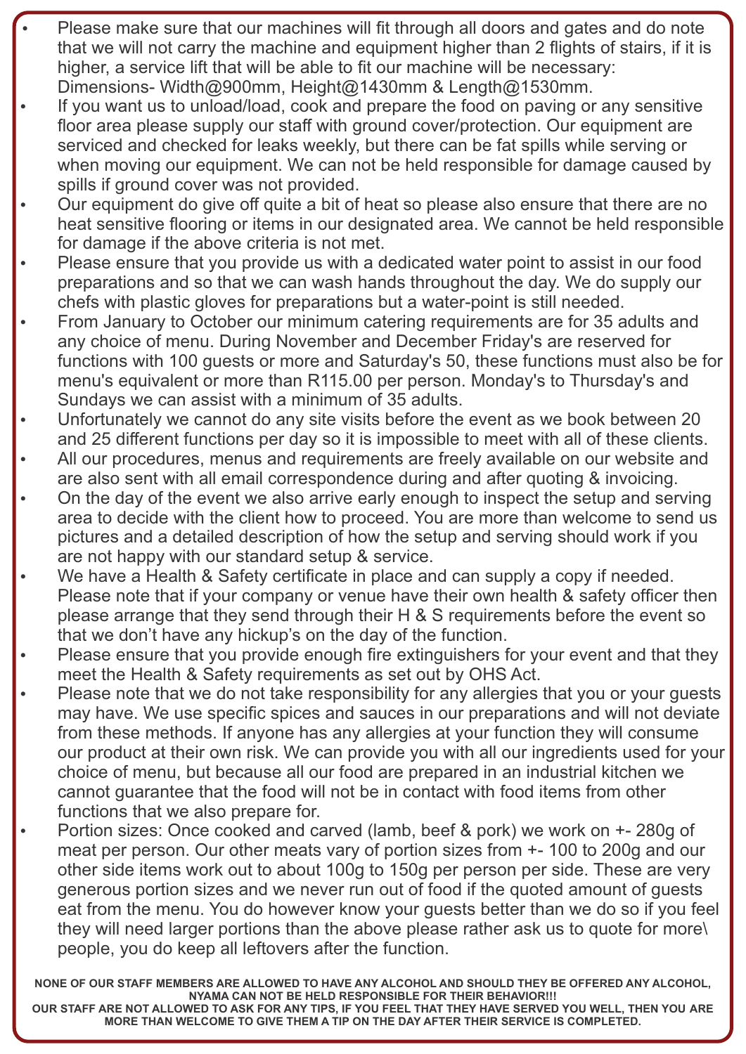- Please make sure that our machines will fit through all doors and gates and do note that we will not carry the machine and equipment higher than 2 flights of stairs, if it is higher, a service lift that will be able to fit our machine will be necessary: Dimensions- Width@900mm, Height@1430mm & Length@1530mm.
- If you want us to unload/load, cook and prepare the food on paving or any sensitive floor area please supply our staff with ground cover/protection. Our equipment are serviced and checked for leaks weekly, but there can be fat spills while serving or when moving our equipment. We can not be held responsible for damage caused by spills if ground cover was not provided.
- Our equipment do give off quite a bit of heat so please also ensure that there are no heat sensitive flooring or items in our designated area. We cannot be held responsible for damage if the above criteria is not met.
- Please ensure that you provide us with a dedicated water point to assist in our food preparations and so that we can wash hands throughout the day. We do supply our chefs with plastic gloves for preparations but a water-point is still needed.
- From January to October our minimum catering requirements are for 35 adults and any choice of menu. During November and December Friday's are reserved for functions with 100 guests or more and Saturday's 50, these functions must also be for menu's equivalent or more than R115.00 per person. Monday's to Thursday's and Sundays we can assist with a minimum of 35 adults.
- Unfortunately we cannot do any site visits before the event as we book between 20 and 25 different functions per day so it is impossible to meet with all of these clients.
- All our procedures, menus and requirements are freely available on our website and are also sent with all email correspondence during and after quoting & invoicing.
- On the day of the event we also arrive early enough to inspect the setup and serving area to decide with the client how to proceed. You are more than welcome to send us pictures and a detailed description of how the setup and serving should work if you are not happy with our standard setup & service.
- We have a Health & Safety certificate in place and can supply a copy if needed. Please note that if your company or venue have their own health & safety officer then please arrange that they send through their H & S requirements before the event so that we don't have any hickup's on the day of the function.
- Please ensure that you provide enough fire extinguishers for your event and that they meet the Health & Safety requirements as set out by OHS Act.
- Please note that we do not take responsibility for any allergies that you or your guests may have. We use specific spices and sauces in our preparations and will not deviate from these methods. If anyone has any allergies at your function they will consume our product at their own risk. We can provide you with all our ingredients used for your choice of menu, but because all our food are prepared in an industrial kitchen we cannot guarantee that the food will not be in contact with food items from other functions that we also prepare for.
- Portion sizes: Once cooked and carved (lamb, beef & pork) we work on +- 280g of meat per person. Our other meats vary of portion sizes from +- 100 to 200g and our other side items work out to about 100g to 150g per person per side. These are very generous portion sizes and we never run out of food if the quoted amount of guests eat from the menu. You do however know your guests better than we do so if you feel they will need larger portions than the above please rather ask us to quote for more\ people, you do keep all leftovers after the function.

**NONE OF OUR STAFF MEMBERS ARE ALLOWED TO HAVE ANY ALCOHOL AND SHOULD THEY BE OFFERED ANY ALCOHOL, NYAMA CAN NOT BE HELD RESPONSIBLE FOR THEIR BEHAVIOR!!!**
**OUR STAFF ARE NOT ALLOWED TO ASK FOR ANY TIPS, IF YOU FEEL THAT THEY HAVE SERVED YOU WELL, THEN YOU ARE MORE THAN WELCOME TO GIVE THEM A TIP ON THE DAY AFTER THEIR SERVICE IS COMPLETED.**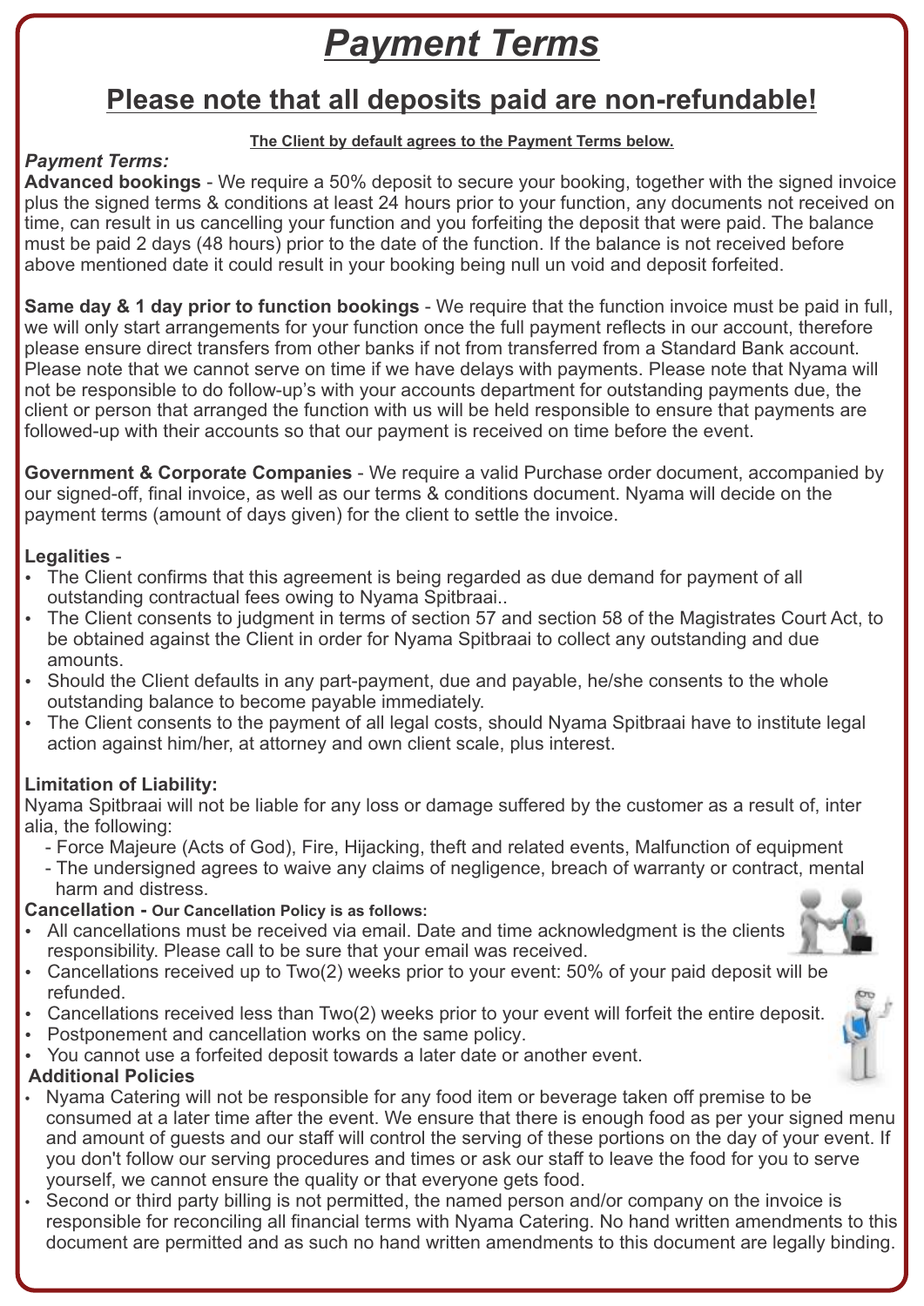# *Payment Terms*

## Please note that all deposits paid are non-refundable!

**The Client by default agrees to the Payment Terms below.**

*Payment Terms:*

**Advanced bookings** - We require a 50% deposit to secure your booking, together with the signed invoice plus the signed terms & conditions at least 24 hours prior to your function, any documents not received on time, can result in us cancelling your function and you forfeiting the deposit that were paid. The balance must be paid 2 days (48 hours) prior to the date of the function. If the balance is not received before above mentioned date it could result in your booking being null un void and deposit forfeited.

**Same day & 1 day prior to function bookings** - We require that the function invoice must be paid in full, we will only start arrangements for your function once the full payment reflects in our account, therefore please ensure direct transfers from other banks if not from transferred from a Standard Bank account. Please note that we cannot serve on time if we have delays with payments. Please note that Nyama will not be responsible to do follow-up's with your accounts department for outstanding payments due, the client or person that arranged the function with us will be held responsible to ensure that payments are followed-up with their accounts so that our payment is received on time before the event.

**Government & Corporate Companies** - We require a valid Purchase order document, accompanied by our signed-off, final invoice, as well as our terms & conditions document. Nyama will decide on the payment terms (amount of days given) for the client to settle the invoice.

**Legalities** -

- The Client confirms that this agreement is being regarded as due demand for payment of all outstanding contractual fees owing to Nyama Spitbraai..
- The Client consents to judgment in terms of section 57 and section 58 of the Magistrates Court Act, to be obtained against the Client in order for Nyama Spitbraai to collect any outstanding and due amounts.
- Should the Client defaults in any part-payment, due and payable, he/she consents to the whole outstanding balance to become payable immediately.
- The Client consents to the payment of all legal costs, should Nyama Spitbraai have to institute legal action against him/her, at attorney and own client scale, plus interest.

**Limitation of Liability:**

Nyama Spitbraai will not be liable for any loss or damage suffered by the customer as a result of, inter alia, the following:

- Force Majeure (Acts of God), Fire, Hijacking, theft and related events, Malfunction of equipment
- The undersigned agrees to waive any claims of negligence, breach of warranty or contract, mental harm and distress.

**Cancellation - Our Cancellation Policy is as follows:**

- All cancellations must be received via email. Date and time acknowledgment is the clients responsibility. Please call to be sure that your email was received.
- Cancellations received up to Two(2) weeks prior to your event: 50% of your paid deposit will be refunded.
- Cancellations received less than Two(2) weeks prior to your event will forfeit the entire deposit.
- Postponement and cancellation works on the same policy.
- You cannot use a forfeited deposit towards a later date or another event.

**Additional Policies**

- Nyama Catering will not be responsible for any food item or beverage taken off premise to be consumed at a later time after the event. We ensure that there is enough food as per your signed menu and amount of guests and our staff will control the serving of these portions on the day of your event. If you don't follow our serving procedures and times or ask our staff to leave the food for you to serve yourself, we cannot ensure the quality or that everyone gets food.
- Second or third party billing is not permitted, the named person and/or company on the invoice is responsible for reconciling all financial terms with Nyama Catering. No hand written amendments to this document are permitted and as such no hand written amendments to this document are legally binding.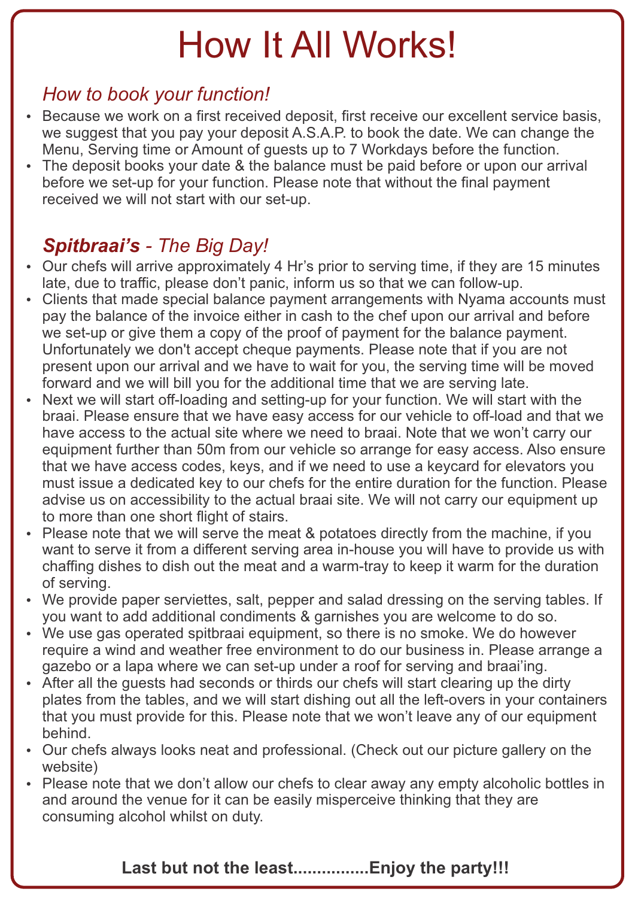# How It All Works!

## *How to book your function!*

- Because we work on a first received deposit, first receive our excellent service basis, we suggest that you pay your deposit A.S.A.P. to book the date. We can change the Menu, Serving time or Amount of guests up to 7 Workdays before the function.
- The deposit books your date & the balance must be paid before or upon our arrival before we set-up for your function. Please note that without the final payment received we will not start with our set-up.

## ***Spitbraai's*** *- The Big Day!*

- Our chefs will arrive approximately 4 Hr's prior to serving time, if they are 15 minutes late, due to traffic, please don't panic, inform us so that we can follow-up.
- Clients that made special balance payment arrangements with Nyama accounts must pay the balance of the invoice either in cash to the chef upon our arrival and before we set-up or give them a copy of the proof of payment for the balance payment. Unfortunately we don't accept cheque payments. Please note that if you are not present upon our arrival and we have to wait for you, the serving time will be moved forward and we will bill you for the additional time that we are serving late.
- Next we will start off-loading and setting-up for your function. We will start with the braai. Please ensure that we have easy access for our vehicle to off-load and that we have access to the actual site where we need to braai. Note that we won't carry our equipment further than 50m from our vehicle so arrange for easy access. Also ensure that we have access codes, keys, and if we need to use a keycard for elevators you must issue a dedicated key to our chefs for the entire duration for the function. Please advise us on accessibility to the actual braai site. We will not carry our equipment up to more than one short flight of stairs.
- Please note that we will serve the meat & potatoes directly from the machine, if you want to serve it from a different serving area in-house you will have to provide us with chaffing dishes to dish out the meat and a warm-tray to keep it warm for the duration of serving.
- We provide paper serviettes, salt, pepper and salad dressing on the serving tables. If you want to add additional condiments & garnishes you are welcome to do so.
- We use gas operated spitbraai equipment, so there is no smoke. We do however require a wind and weather free environment to do our business in. Please arrange a gazebo or a lapa where we can set-up under a roof for serving and braai'ing.
- After all the guests had seconds or thirds our chefs will start clearing up the dirty plates from the tables, and we will start dishing out all the left-overs in your containers that you must provide for this. Please note that we won't leave any of our equipment behind.
- Our chefs always looks neat and professional. (Check out our picture gallery on the website)
- Please note that we don't allow our chefs to clear away any empty alcoholic bottles in and around the venue for it can be easily misperceive thinking that they are consuming alcohol whilst on duty.

**Last but not the least................Enjoy the party!!!**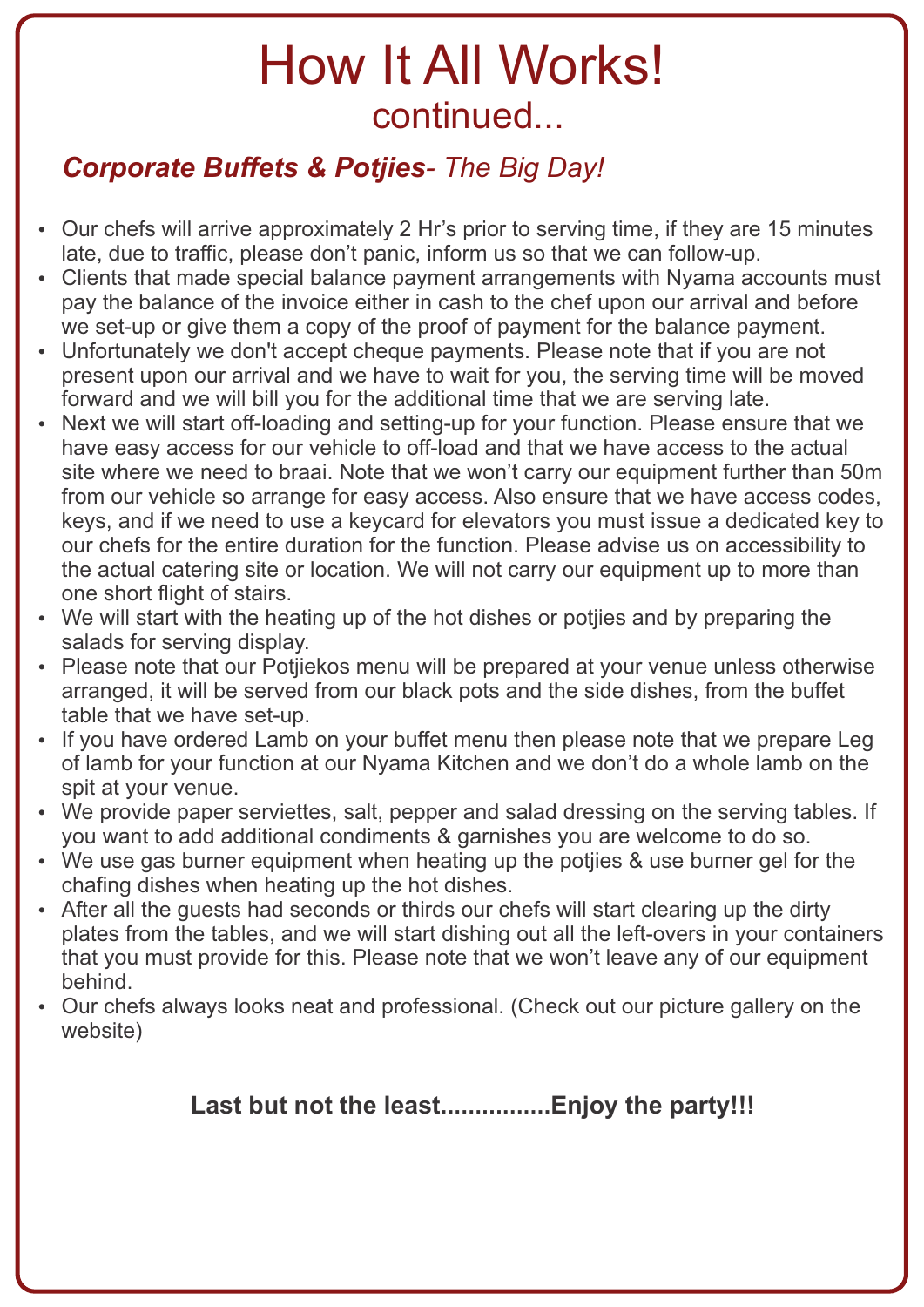# How It All Works!

## continued...

### ***Corporate Buffets & Potjies**- The Big Day!*

- Our chefs will arrive approximately 2 Hr's prior to serving time, if they are 15 minutes late, due to traffic, please don't panic, inform us so that we can follow-up.
- Clients that made special balance payment arrangements with Nyama accounts must pay the balance of the invoice either in cash to the chef upon our arrival and before we set-up or give them a copy of the proof of payment for the balance payment.
- Unfortunately we don't accept cheque payments. Please note that if you are not present upon our arrival and we have to wait for you, the serving time will be moved forward and we will bill you for the additional time that we are serving late.
- Next we will start off-loading and setting-up for your function. Please ensure that we have easy access for our vehicle to off-load and that we have access to the actual site where we need to braai. Note that we won't carry our equipment further than 50m from our vehicle so arrange for easy access. Also ensure that we have access codes, keys, and if we need to use a keycard for elevators you must issue a dedicated key to our chefs for the entire duration for the function. Please advise us on accessibility to the actual catering site or location. We will not carry our equipment up to more than one short flight of stairs.
- We will start with the heating up of the hot dishes or potjies and by preparing the salads for serving display.
- Please note that our Potjiekos menu will be prepared at your venue unless otherwise arranged, it will be served from our black pots and the side dishes, from the buffet table that we have set-up.
- If you have ordered Lamb on your buffet menu then please note that we prepare Leg of lamb for your function at our Nyama Kitchen and we don't do a whole lamb on the spit at your venue.
- We provide paper serviettes, salt, pepper and salad dressing on the serving tables. If you want to add additional condiments & garnishes you are welcome to do so.
- We use gas burner equipment when heating up the potjies & use burner gel for the chafing dishes when heating up the hot dishes.
- After all the guests had seconds or thirds our chefs will start clearing up the dirty plates from the tables, and we will start dishing out all the left-overs in your containers that you must provide for this. Please note that we won't leave any of our equipment behind.
- Our chefs always looks neat and professional. (Check out our picture gallery on the website)

**Last but not the least................Enjoy the party!!!**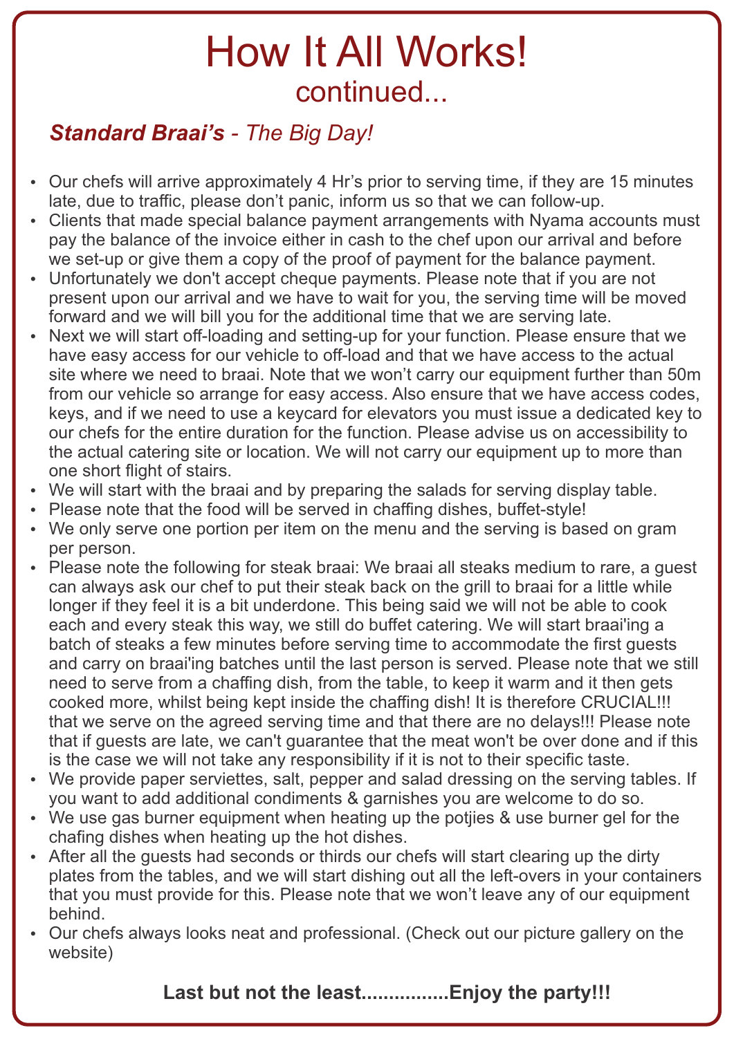# How It All Works!

## continued...

### ***Standard Braai's*** *- The Big Day!*

- Our chefs will arrive approximately 4 Hr's prior to serving time, if they are 15 minutes late, due to traffic, please don't panic, inform us so that we can follow-up.
- Clients that made special balance payment arrangements with Nyama accounts must pay the balance of the invoice either in cash to the chef upon our arrival and before we set-up or give them a copy of the proof of payment for the balance payment.
- Unfortunately we don't accept cheque payments. Please note that if you are not present upon our arrival and we have to wait for you, the serving time will be moved forward and we will bill you for the additional time that we are serving late.
- Next we will start off-loading and setting-up for your function. Please ensure that we have easy access for our vehicle to off-load and that we have access to the actual site where we need to braai. Note that we won't carry our equipment further than 50m from our vehicle so arrange for easy access. Also ensure that we have access codes, keys, and if we need to use a keycard for elevators you must issue a dedicated key to our chefs for the entire duration for the function. Please advise us on accessibility to the actual catering site or location. We will not carry our equipment up to more than one short flight of stairs.
- We will start with the braai and by preparing the salads for serving display table.
- Please note that the food will be served in chaffing dishes, buffet-style!
- We only serve one portion per item on the menu and the serving is based on gram per person.
- Please note the following for steak braai: We braai all steaks medium to rare, a guest can always ask our chef to put their steak back on the grill to braai for a little while longer if they feel it is a bit underdone. This being said we will not be able to cook each and every steak this way, we still do buffet catering. We will start braai'ing a batch of steaks a few minutes before serving time to accommodate the first guests and carry on braai'ing batches until the last person is served. Please note that we still need to serve from a chaffing dish, from the table, to keep it warm and it then gets cooked more, whilst being kept inside the chaffing dish! It is therefore CRUCIAL!!! that we serve on the agreed serving time and that there are no delays!!! Please note that if guests are late, we can't guarantee that the meat won't be over done and if this is the case we will not take any responsibility if it is not to their specific taste.
- We provide paper serviettes, salt, pepper and salad dressing on the serving tables. If you want to add additional condiments & garnishes you are welcome to do so.
- We use gas burner equipment when heating up the potjies & use burner gel for the chafing dishes when heating up the hot dishes.
- After all the guests had seconds or thirds our chefs will start clearing up the dirty plates from the tables, and we will start dishing out all the left-overs in your containers that you must provide for this. Please note that we won't leave any of our equipment behind.
- Our chefs always looks neat and professional. (Check out our picture gallery on the website)

**Last but not the least................Enjoy the party!!!**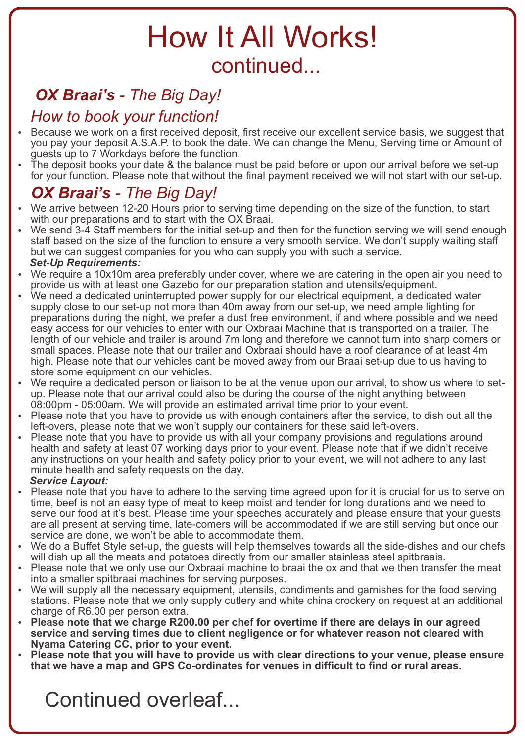# How It All Works!

## continued...

## ***OX Braai's*** *- The Big Day!*

### *How to book your function!*

- Because we work on a first received deposit, first receive our excellent service basis, we suggest that you pay your deposit A.S.A.P. to book the date. We can change the Menu, Serving time or Amount of guests up to 7 Workdays before the function.
- The deposit books your date & the balance must be paid before or upon our arrival before we set-up for your function. Please note that without the final payment received we will not start with our set-up.

## ***OX Braai's*** *- The Big Day!*

- We arrive between 12-20 Hours prior to serving time depending on the size of the function, to start with our preparations and to start with the OX Braai.
- We send 3-4 Staff members for the initial set-up and then for the function serving we will send enough staff based on the size of the function to ensure a very smooth service. We don't supply waiting staff but we can suggest companies for you who can supply you with such a service.

***Set-Up Requirements:***

- We require a 10x10m area preferably under cover, where we are catering in the open air you need to provide us with at least one Gazebo for our preparation station and utensils/equipment.
- We need a dedicated uninterrupted power supply for our electrical equipment, a dedicated water supply close to our set-up not more than 40m away from our set-up, we need ample lighting for preparations during the night, we prefer a dust free environment, if and where possible and we need easy access for our vehicles to enter with our Oxbraai Machine that is transported on a trailer. The length of our vehicle and trailer is around 7m long and therefore we cannot turn into sharp corners or small spaces. Please note that our trailer and Oxbraai should have a roof clearance of at least 4m high. Please note that our vehicles cant be moved away from our Braai set-up due to us having to store some equipment on our vehicles.
- We require a dedicated person or liaison to be at the venue upon our arrival, to show us where to set-up. Please note that our arrival could also be during the course of the night anything between 08:00pm - 05:00am. We will provide an estimated arrival time prior to your event.
- Please note that you have to provide us with enough containers after the service, to dish out all the left-overs, please note that we won't supply our containers for these said left-overs.
- Please note that you have to provide us with all your company provisions and regulations around health and safety at least 07 working days prior to your event. Please note that if we didn't receive any instructions on your health and safety policy prior to your event, we will not adhere to any last minute health and safety requests on the day.

***Service Layout:***

- Please note that you have to adhere to the serving time agreed upon for it is crucial for us to serve on time, beef is not an easy type of meat to keep moist and tender for long durations and we need to serve our food at it's best. Please time your speeches accurately and please ensure that your guests are all present at serving time, late-comers will be accommodated if we are still serving but once our service are done, we won't be able to accommodate them.
- We do a Buffet Style set-up, the guests will help themselves towards all the side-dishes and our chefs will dish up all the meats and potatoes directly from our smaller stainless steel spitbraais.
- Please note that we only use our Oxbraai machine to braai the ox and that we then transfer the meat into a smaller spitbraai machines for serving purposes.
- We will supply all the necessary equipment, utensils, condiments and garnishes for the food serving stations. Please note that we only supply cutlery and white china crockery on request at an additional charge of R6.00 per person extra.
- **Please note that we charge R200.00 per chef for overtime if there are delays in our agreed service and serving times due to client negligence or for whatever reason not cleared with Nyama Catering CC, prior to your event.**
- **Please note that you will have to provide us with clear directions to your venue, please ensure that we have a map and GPS Co-ordinates for venues in difficult to find or rural areas.**

## Continued overleaf...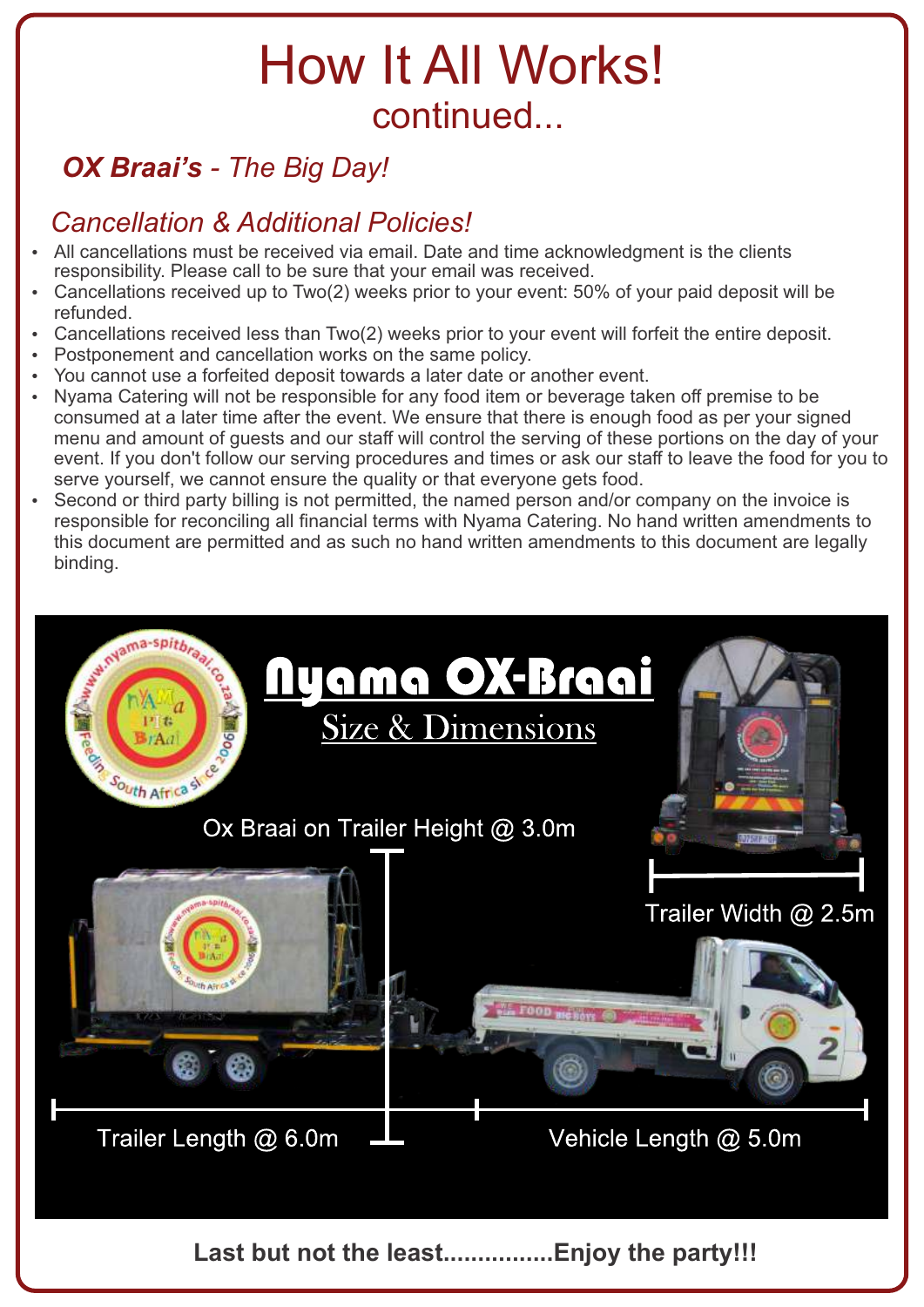# How It All Works!

## continued...

### ***OX Braai's*** *- The Big Day!*

### *Cancellation & Additional Policies!*

- All cancellations must be received via email. Date and time acknowledgment is the clients responsibility. Please call to be sure that your email was received.
- Cancellations received up to Two(2) weeks prior to your event: 50% of your paid deposit will be refunded.
- Cancellations received less than Two(2) weeks prior to your event will forfeit the entire deposit.
- Postponement and cancellation works on the same policy.
- You cannot use a forfeited deposit towards a later date or another event.
- Nyama Catering will not be responsible for any food item or beverage taken off premise to be consumed at a later time after the event. We ensure that there is enough food as per your signed menu and amount of guests and our staff will control the serving of these portions on the day of your event. If you don't follow our serving procedures and times or ask our staff to leave the food for you to serve yourself, we cannot ensure the quality or that everyone gets food.
- Second or third party billing is not permitted, the named person and/or company on the invoice is responsible for reconciling all financial terms with Nyama Catering. No hand written amendments to this document are permitted and as such no hand written amendments to this document are legally binding.

## Nyama OX-Braai

### Size & Dimensions

Ox Braai on Trailer Height @ 3.0m

Trailer Width @ 2.5m

Trailer Length @ 6.0m

Vehicle Length @ 5.0m

**Last but not the least................Enjoy the party!!!**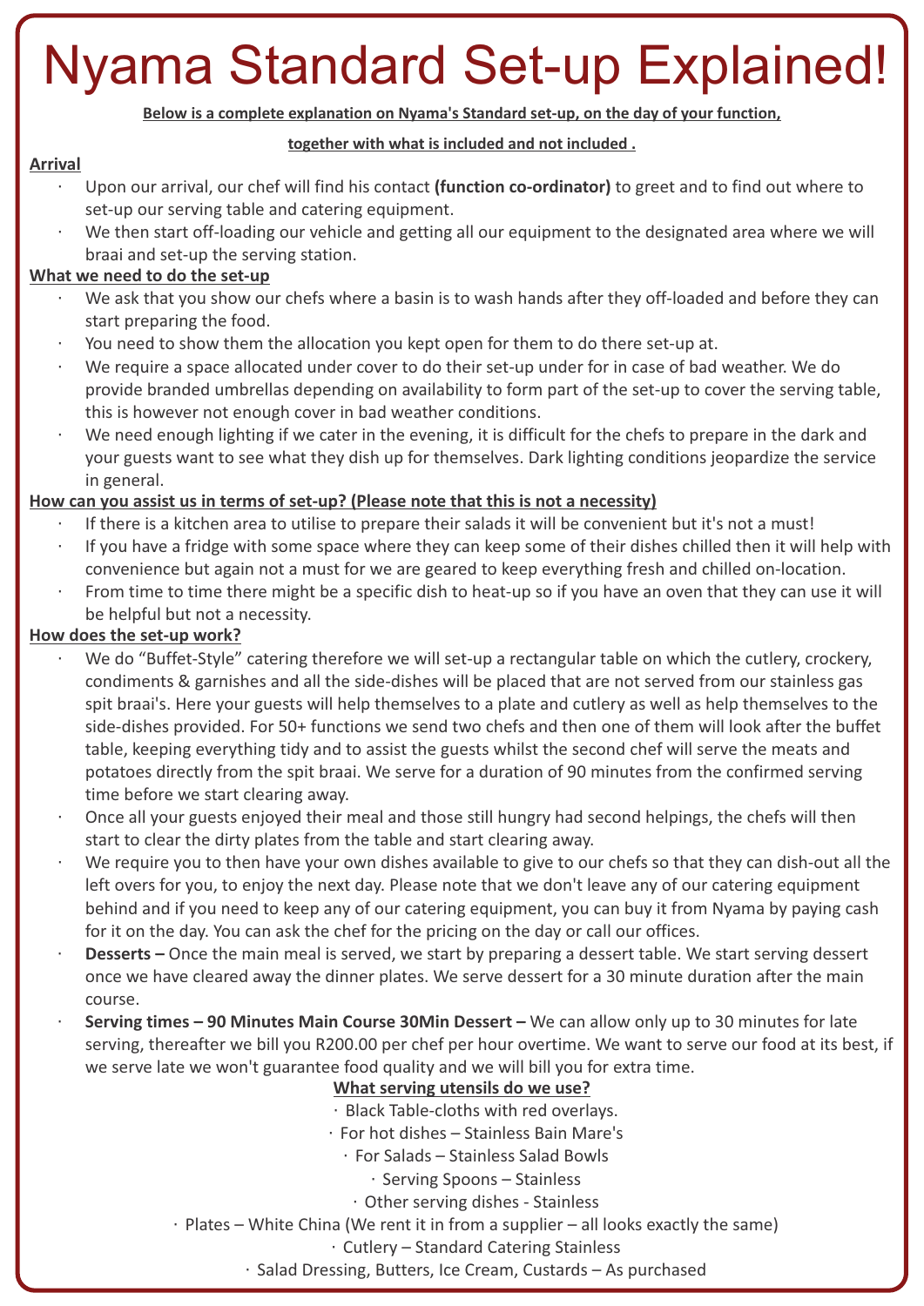# Nyama Standard Set-up Explained!

**Below is a complete explanation on Nyama's Standard set-up, on the day of your function, together with what is included and not included .**

**Arrival**

- Upon our arrival, our chef will find his contact **(function co-ordinator)** to greet and to find out where to set-up our serving table and catering equipment.
- We then start off-loading our vehicle and getting all our equipment to the designated area where we will braai and set-up the serving station.

**What we need to do the set-up**

- We ask that you show our chefs where a basin is to wash hands after they off-loaded and before they can start preparing the food.
- You need to show them the allocation you kept open for them to do there set-up at.
- We require a space allocated under cover to do their set-up under for in case of bad weather. We do provide branded umbrellas depending on availability to form part of the set-up to cover the serving table, this is however not enough cover in bad weather conditions.
- We need enough lighting if we cater in the evening, it is difficult for the chefs to prepare in the dark and your guests want to see what they dish up for themselves. Dark lighting conditions jeopardize the service in general.

**How can you assist us in terms of set-up? (Please note that this is not a necessity)**

- If there is a kitchen area to utilise to prepare their salads it will be convenient but it's not a must!
- If you have a fridge with some space where they can keep some of their dishes chilled then it will help with convenience but again not a must for we are geared to keep everything fresh and chilled on-location.
- From time to time there might be a specific dish to heat-up so if you have an oven that they can use it will be helpful but not a necessity.

**How does the set-up work?**

- We do "Buffet-Style" catering therefore we will set-up a rectangular table on which the cutlery, crockery, condiments & garnishes and all the side-dishes will be placed that are not served from our stainless gas spit braai's. Here your guests will help themselves to a plate and cutlery as well as help themselves to the side-dishes provided. For 50+ functions we send two chefs and then one of them will look after the buffet table, keeping everything tidy and to assist the guests whilst the second chef will serve the meats and potatoes directly from the spit braai. We serve for a duration of 90 minutes from the confirmed serving time before we start clearing away.
- Once all your guests enjoyed their meal and those still hungry had second helpings, the chefs will then start to clear the dirty plates from the table and start clearing away.
- We require you to then have your own dishes available to give to our chefs so that they can dish-out all the left overs for you, to enjoy the next day. Please note that we don't leave any of our catering equipment behind and if you need to keep any of our catering equipment, you can buy it from Nyama by paying cash for it on the day. You can ask the chef for the pricing on the day or call our offices.
- **Desserts –** Once the main meal is served, we start by preparing a dessert table. We start serving dessert once we have cleared away the dinner plates. We serve dessert for a 30 minute duration after the main course.
- **Serving times – 90 Minutes Main Course 30Min Dessert –** We can allow only up to 30 minutes for late serving, thereafter we bill you R200.00 per chef per hour overtime. We want to serve our food at its best, if we serve late we won't guarantee food quality and we will bill you for extra time.

**What serving utensils do we use?**

- Black Table-cloths with red overlays.
- For hot dishes – Stainless Bain Mare's
- For Salads – Stainless Salad Bowls
- Serving Spoons – Stainless
- Other serving dishes - Stainless
- Plates – White China (We rent it in from a supplier – all looks exactly the same)
- Cutlery – Standard Catering Stainless
- Salad Dressing, Butters, Ice Cream, Custards – As purchased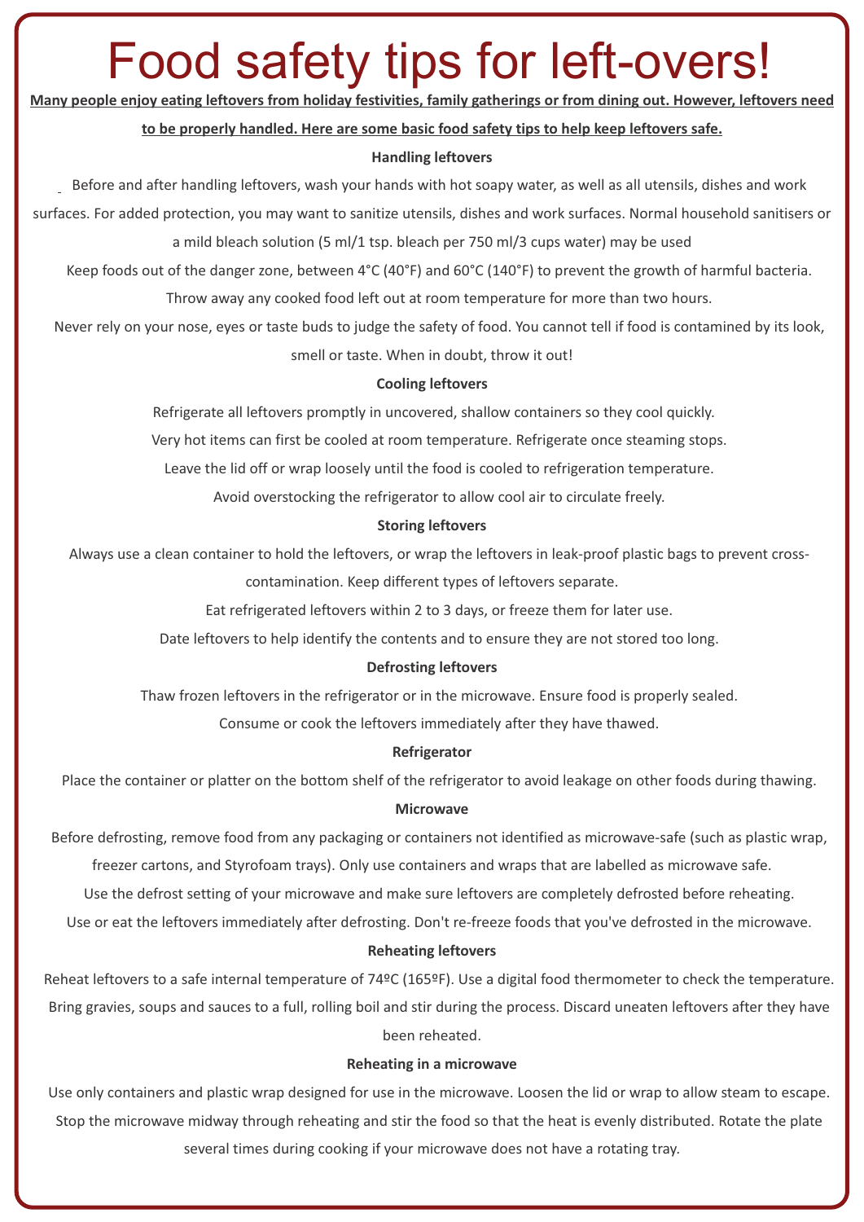# Food safety tips for left-overs!

**Many people enjoy eating leftovers from holiday festivities, family gatherings or from dining out. However, leftovers need to be properly handled. Here are some basic food safety tips to help keep leftovers safe.**

### Handling leftovers

Before and after handling leftovers, wash your hands with hot soapy water, as well as all utensils, dishes and work surfaces. For added protection, you may want to sanitize utensils, dishes and work surfaces. Normal household sanitisers or a mild bleach solution (5 ml/1 tsp. bleach per 750 ml/3 cups water) may be used

Keep foods out of the danger zone, between 4°C (40°F) and 60°C (140°F) to prevent the growth of harmful bacteria.

Throw away any cooked food left out at room temperature for more than two hours.

Never rely on your nose, eyes or taste buds to judge the safety of food. You cannot tell if food is contamined by its look, smell or taste. When in doubt, throw it out!

### Cooling leftovers

Refrigerate all leftovers promptly in uncovered, shallow containers so they cool quickly.

Very hot items can first be cooled at room temperature. Refrigerate once steaming stops.

Leave the lid off or wrap loosely until the food is cooled to refrigeration temperature.

Avoid overstocking the refrigerator to allow cool air to circulate freely.

### Storing leftovers

Always use a clean container to hold the leftovers, or wrap the leftovers in leak-proof plastic bags to prevent cross-contamination. Keep different types of leftovers separate.

Eat refrigerated leftovers within 2 to 3 days, or freeze them for later use.

Date leftovers to help identify the contents and to ensure they are not stored too long.

### Defrosting leftovers

Thaw frozen leftovers in the refrigerator or in the microwave. Ensure food is properly sealed.

Consume or cook the leftovers immediately after they have thawed.

### Refrigerator

Place the container or platter on the bottom shelf of the refrigerator to avoid leakage on other foods during thawing.

### Microwave

Before defrosting, remove food from any packaging or containers not identified as microwave-safe (such as plastic wrap, freezer cartons, and Styrofoam trays). Only use containers and wraps that are labelled as microwave safe.

Use the defrost setting of your microwave and make sure leftovers are completely defrosted before reheating.

Use or eat the leftovers immediately after defrosting. Don't re-freeze foods that you've defrosted in the microwave.

### Reheating leftovers

Reheat leftovers to a safe internal temperature of 74ºC (165ºF). Use a digital food thermometer to check the temperature. Bring gravies, soups and sauces to a full, rolling boil and stir during the process. Discard uneaten leftovers after they have been reheated.

### Reheating in a microwave

Use only containers and plastic wrap designed for use in the microwave. Loosen the lid or wrap to allow steam to escape. Stop the microwave midway through reheating and stir the food so that the heat is evenly distributed. Rotate the plate several times during cooking if your microwave does not have a rotating tray.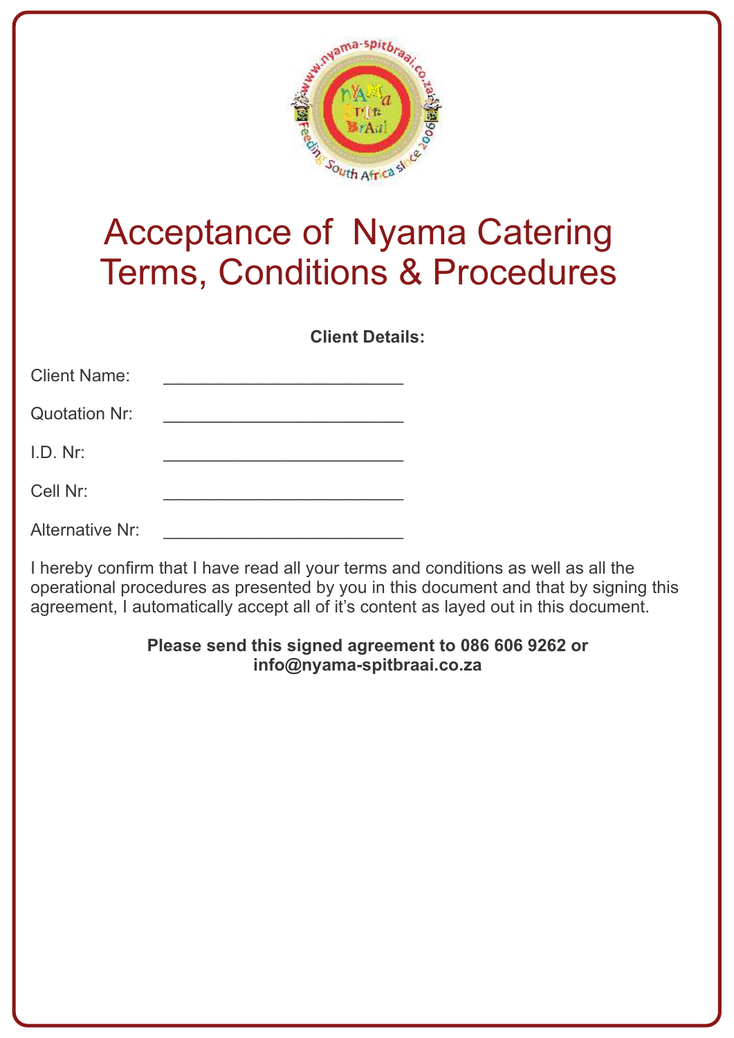# Acceptance of Nyama Catering Terms, Conditions & Procedures

**Client Details:**

Client Name: ________________________

Quotation Nr: ________________________

I.D. Nr: ________________________

Cell Nr: ________________________

Alternative Nr: ________________________

I hereby confirm that I have read all your terms and conditions as well as all the operational procedures as presented by you in this document and that by signing this agreement, I automatically accept all of it's content as layed out in this document.

**Please send this signed agreement to 086 606 9262 or info@nyama-spitbraai.co.za**